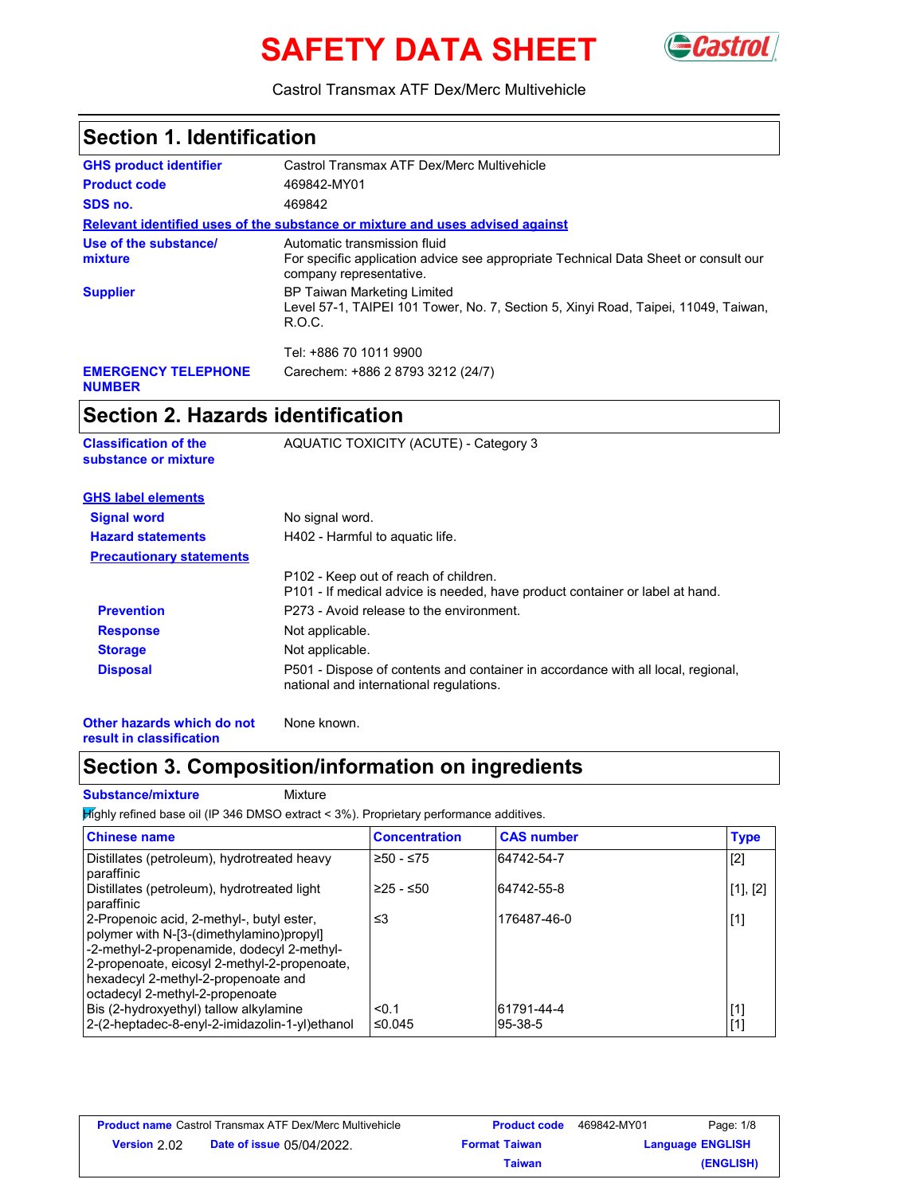# SAFETY DATA SHEET

Castrol Transmax ATF Dex/Merc Multivehicle

## Section 1. Identification

**GHS product identifier** Castrol Transmax ATF Dex/Merc Multivehicle

**Product code** 469842-MY01

**SDS no.** 469842

**Relevant identified uses of the substance or mixture and uses advised against**

**Use of the substance/ mixture** Automatic transmission fluid
For specific application advice see appropriate Technical Data Sheet or consult our company representative.

**Supplier** BP Taiwan Marketing Limited
Level 57-1, TAIPEI 101 Tower, No. 7, Section 5, Xinyi Road, Taipei, 11049, Taiwan, R.O.C.

Tel: +886 70 1011 9900

**EMERGENCY TELEPHONE NUMBER** Carechem: +886 2 8793 3212 (24/7)

## Section 2. Hazards identification

**Classification of the substance or mixture** AQUATIC TOXICITY (ACUTE) - Category 3

**GHS label elements**

**Signal word** No signal word.

**Hazard statements** H402 - Harmful to aquatic life.

**Precautionary statements**

P102 - Keep out of reach of children.
P101 - If medical advice is needed, have product container or label at hand.

**Prevention** P273 - Avoid release to the environment.

**Response** Not applicable.

**Storage** Not applicable.

**Disposal** P501 - Dispose of contents and container in accordance with all local, regional, national and international regulations.

**Other hazards which do not result in classification** None known.

## Section 3. Composition/information on ingredients

**Substance/mixture** Mixture

Highly refined base oil (IP 346 DMSO extract < 3%). Proprietary performance additives.

| Chinese name | Concentration | CAS number | Type |
|---|---|---|---|
| Distillates (petroleum), hydrotreated heavy paraffinic | ≥50 - ≤75 | 64742-54-7 | [2] |
| Distillates (petroleum), hydrotreated light paraffinic | ≥25 - ≤50 | 64742-55-8 | [1], [2] |
| 2-Propenoic acid, 2-methyl-, butyl ester, polymer with N-[3-(dimethylamino)propyl]-2-methyl-2-propenamide, dodecyl 2-methyl-2-propenoate, eicosyl 2-methyl-2-propenoate, hexadecyl 2-methyl-2-propenoate and octadecyl 2-methyl-2-propenoate | ≤3 | 176487-46-0 | [1] |
| Bis (2-hydroxyethyl) tallow alkylamine | <0.1 | 61791-44-4 | [1] |
| 2-(2-heptadec-8-enyl-2-imidazolin-1-yl)ethanol | ≤0.045 | 95-38-5 | [1] |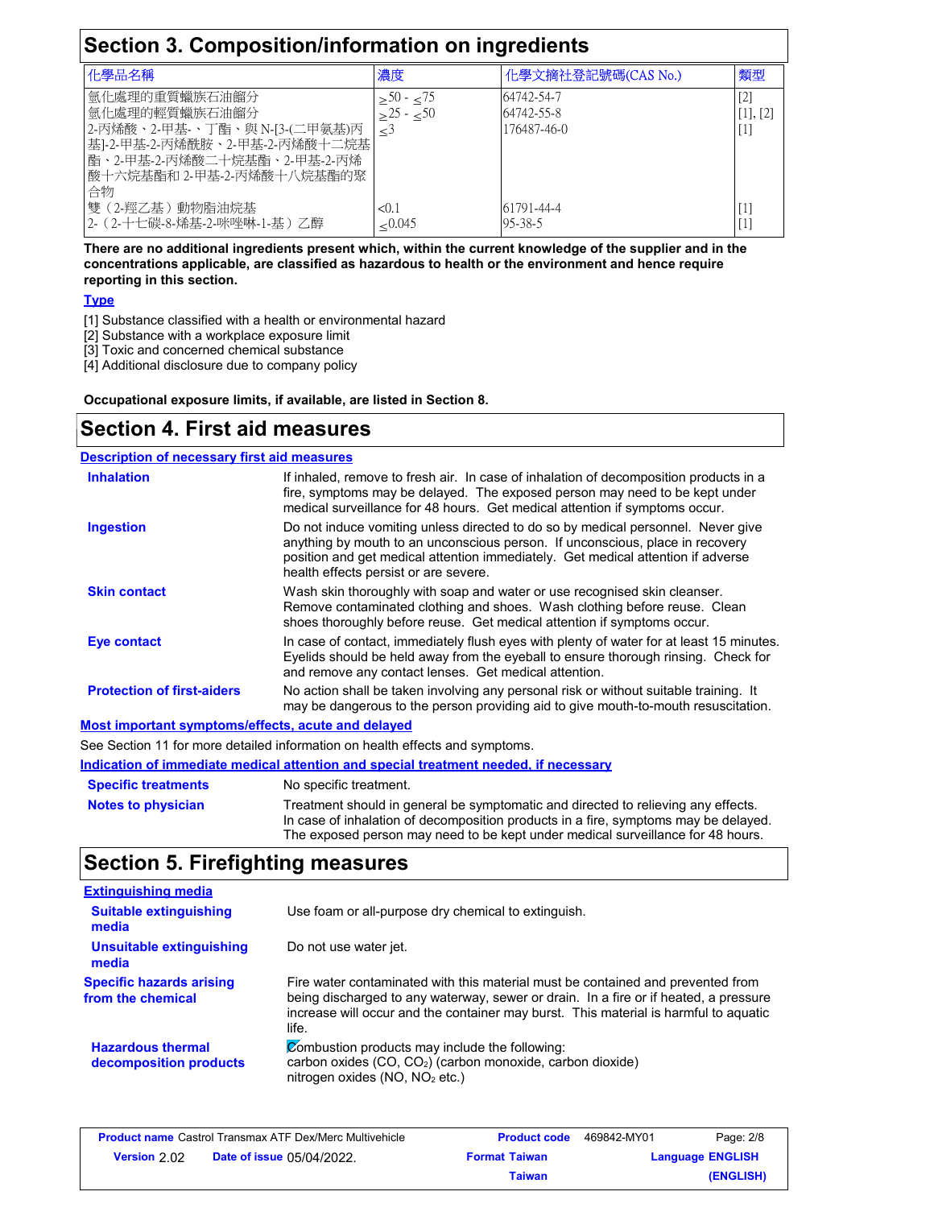## Section 3. Composition/information on ingredients

| 化學品名稱 | 濃度 | 化學文摘社登記號碼(CAS No.) | 類型 |
|---|---|---|---|
| 氫化處理的重質蠟族石油餾分 | ≥50 - ≤75 | 64742-54-7 | [2] |
| 氫化處理的輕質蠟族石油餾分 | ≥25 - ≤50 | 64742-55-8 | [1], [2] |
| 2-丙烯酸、2-甲基-、丁酯、與 N-[3-(二甲氨基)丙基]-2-甲基-2-丙烯酰胺、2-甲基-2-丙烯酸十二烷基酯、2-甲基-2-丙烯酸二十烷基酯、2-甲基-2-丙烯酸十六烷基酯和 2-甲基-2-丙烯酸十八烷基酯的聚合物 | ≤3 | 176487-46-0 | [1] |
| 雙（2-羥乙基）動物脂油烷基 | <0.1 | 61791-44-4 | [1] |
| 2-（2-十七碳-8-烯基-2-咪唑啉-1-基）乙醇 | ≤0.045 | 95-38-5 | [1] |

**There are no additional ingredients present which, within the current knowledge of the supplier and in the concentrations applicable, are classified as hazardous to health or the environment and hence require reporting in this section.**

**Type**

[1] Substance classified with a health or environmental hazard
[2] Substance with a workplace exposure limit
[3] Toxic and concerned chemical substance
[4] Additional disclosure due to company policy

**Occupational exposure limits, if available, are listed in Section 8.**

## Section 4. First aid measures

### Description of necessary first aid measures

**Inhalation**
If inhaled, remove to fresh air. In case of inhalation of decomposition products in a fire, symptoms may be delayed. The exposed person may need to be kept under medical surveillance for 48 hours. Get medical attention if symptoms occur.

**Ingestion**
Do not induce vomiting unless directed to do so by medical personnel. Never give anything by mouth to an unconscious person. If unconscious, place in recovery position and get medical attention immediately. Get medical attention if adverse health effects persist or are severe.

**Skin contact**
Wash skin thoroughly with soap and water or use recognised skin cleanser. Remove contaminated clothing and shoes. Wash clothing before reuse. Clean shoes thoroughly before reuse. Get medical attention if symptoms occur.

**Eye contact**
In case of contact, immediately flush eyes with plenty of water for at least 15 minutes. Eyelids should be held away from the eyeball to ensure thorough rinsing. Check for and remove any contact lenses. Get medical attention.

**Protection of first-aiders**
No action shall be taken involving any personal risk or without suitable training. It may be dangerous to the person providing aid to give mouth-to-mouth resuscitation.

### Most important symptoms/effects, acute and delayed

See Section 11 for more detailed information on health effects and symptoms.

### Indication of immediate medical attention and special treatment needed, if necessary

**Specific treatments**
No specific treatment.

**Notes to physician**
Treatment should in general be symptomatic and directed to relieving any effects. In case of inhalation of decomposition products in a fire, symptoms may be delayed. The exposed person may need to be kept under medical surveillance for 48 hours.

## Section 5. Firefighting measures

### Extinguishing media

**Suitable extinguishing media**
Use foam or all-purpose dry chemical to extinguish.

**Unsuitable extinguishing media**
Do not use water jet.

**Specific hazards arising from the chemical**
Fire water contaminated with this material must be contained and prevented from being discharged to any waterway, sewer or drain. In a fire or if heated, a pressure increase will occur and the container may burst. This material is harmful to aquatic life.

**Hazardous thermal decomposition products**
Combustion products may include the following:
carbon oxides ($CO$, $CO_2$) (carbon monoxide, carbon dioxide)
nitrogen oxides ($NO$, $NO_2$ etc.)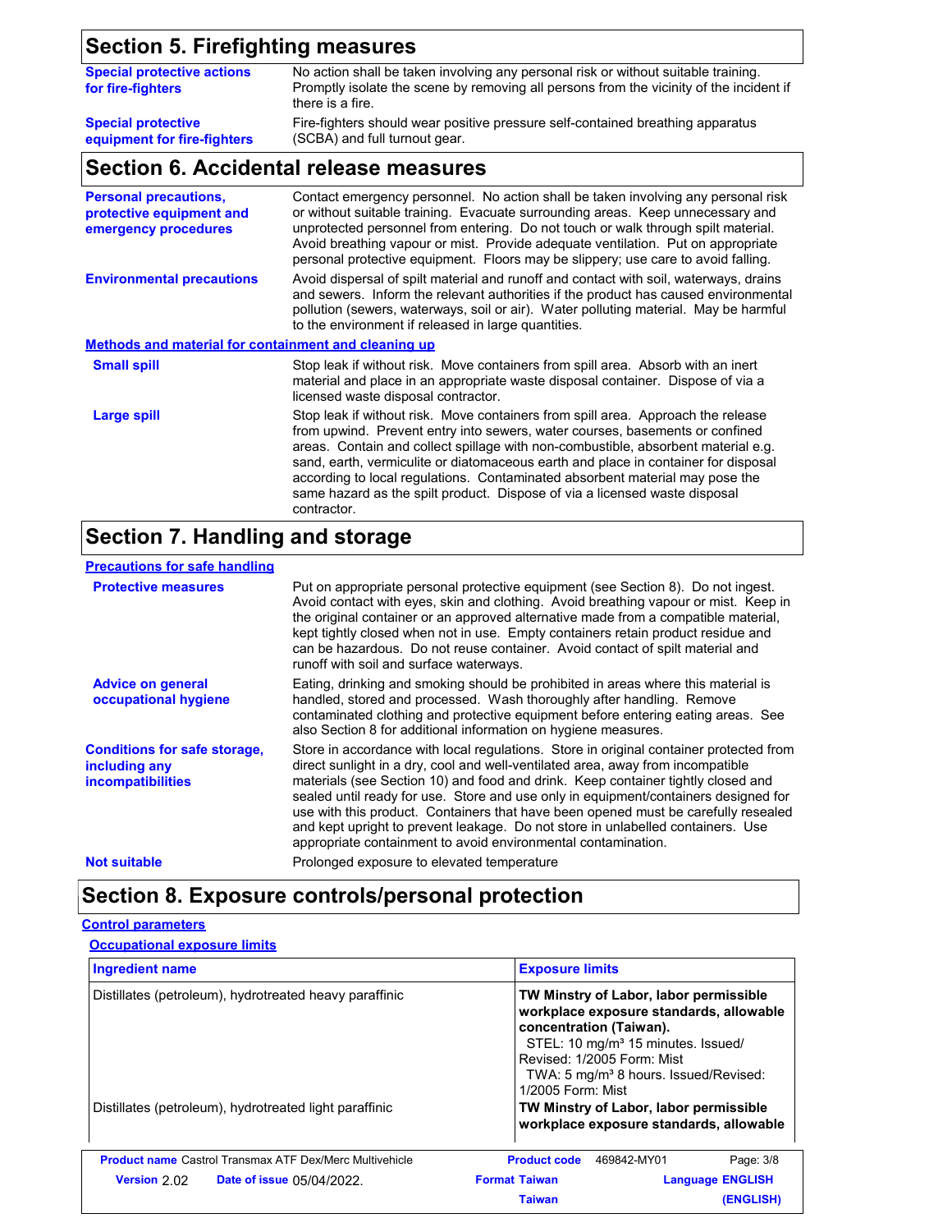## Section 5. Firefighting measures

**Special protective actions for fire-fighters**
No action shall be taken involving any personal risk or without suitable training. Promptly isolate the scene by removing all persons from the vicinity of the incident if there is a fire.

**Special protective equipment for fire-fighters**
Fire-fighters should wear positive pressure self-contained breathing apparatus (SCBA) and full turnout gear.

## Section 6. Accidental release measures

**Personal precautions, protective equipment and emergency procedures**
Contact emergency personnel. No action shall be taken involving any personal risk or without suitable training. Evacuate surrounding areas. Keep unnecessary and unprotected personnel from entering. Do not touch or walk through spilt material. Avoid breathing vapour or mist. Provide adequate ventilation. Put on appropriate personal protective equipment. Floors may be slippery; use care to avoid falling.

**Environmental precautions**
Avoid dispersal of spilt material and runoff and contact with soil, waterways, drains and sewers. Inform the relevant authorities if the product has caused environmental pollution (sewers, waterways, soil or air). Water polluting material. May be harmful to the environment if released in large quantities.

### Methods and material for containment and cleaning up

**Small spill**
Stop leak if without risk. Move containers from spill area. Absorb with an inert material and place in an appropriate waste disposal container. Dispose of via a licensed waste disposal contractor.

**Large spill**
Stop leak if without risk. Move containers from spill area. Approach the release from upwind. Prevent entry into sewers, water courses, basements or confined areas. Contain and collect spillage with non-combustible, absorbent material e.g. sand, earth, vermiculite or diatomaceous earth and place in container for disposal according to local regulations. Contaminated absorbent material may pose the same hazard as the spilt product. Dispose of via a licensed waste disposal contractor.

## Section 7. Handling and storage

### Precautions for safe handling

**Protective measures**
Put on appropriate personal protective equipment (see Section 8). Do not ingest. Avoid contact with eyes, skin and clothing. Avoid breathing vapour or mist. Keep in the original container or an approved alternative made from a compatible material, kept tightly closed when not in use. Empty containers retain product residue and can be hazardous. Do not reuse container. Avoid contact of spilt material and runoff with soil and surface waterways.

**Advice on general occupational hygiene**
Eating, drinking and smoking should be prohibited in areas where this material is handled, stored and processed. Wash thoroughly after handling. Remove contaminated clothing and protective equipment before entering eating areas. See also Section 8 for additional information on hygiene measures.

**Conditions for safe storage, including any incompatibilities**
Store in accordance with local regulations. Store in original container protected from direct sunlight in a dry, cool and well-ventilated area, away from incompatible materials (see Section 10) and food and drink. Keep container tightly closed and sealed until ready for use. Store and use only in equipment/containers designed for use with this product. Containers that have been opened must be carefully resealed and kept upright to prevent leakage. Do not store in unlabelled containers. Use appropriate containment to avoid environmental contamination.

**Not suitable**
Prolonged exposure to elevated temperature

## Section 8. Exposure controls/personal protection

### Control parameters

#### Occupational exposure limits

| Ingredient name | Exposure limits |
|---|---|
| Distillates (petroleum), hydrotreated heavy paraffinic | **TW Minstry of Labor, labor permissible workplace exposure standards, allowable concentration (Taiwan).**<br>STEL: 10 mg/m³ 15 minutes. Issued/Revised: 1/2005 Form: Mist<br>TWA: 5 mg/m³ 8 hours. Issued/Revised: 1/2005 Form: Mist |
| Distillates (petroleum), hydrotreated light paraffinic | **TW Minstry of Labor, labor permissible workplace exposure standards, allowable** |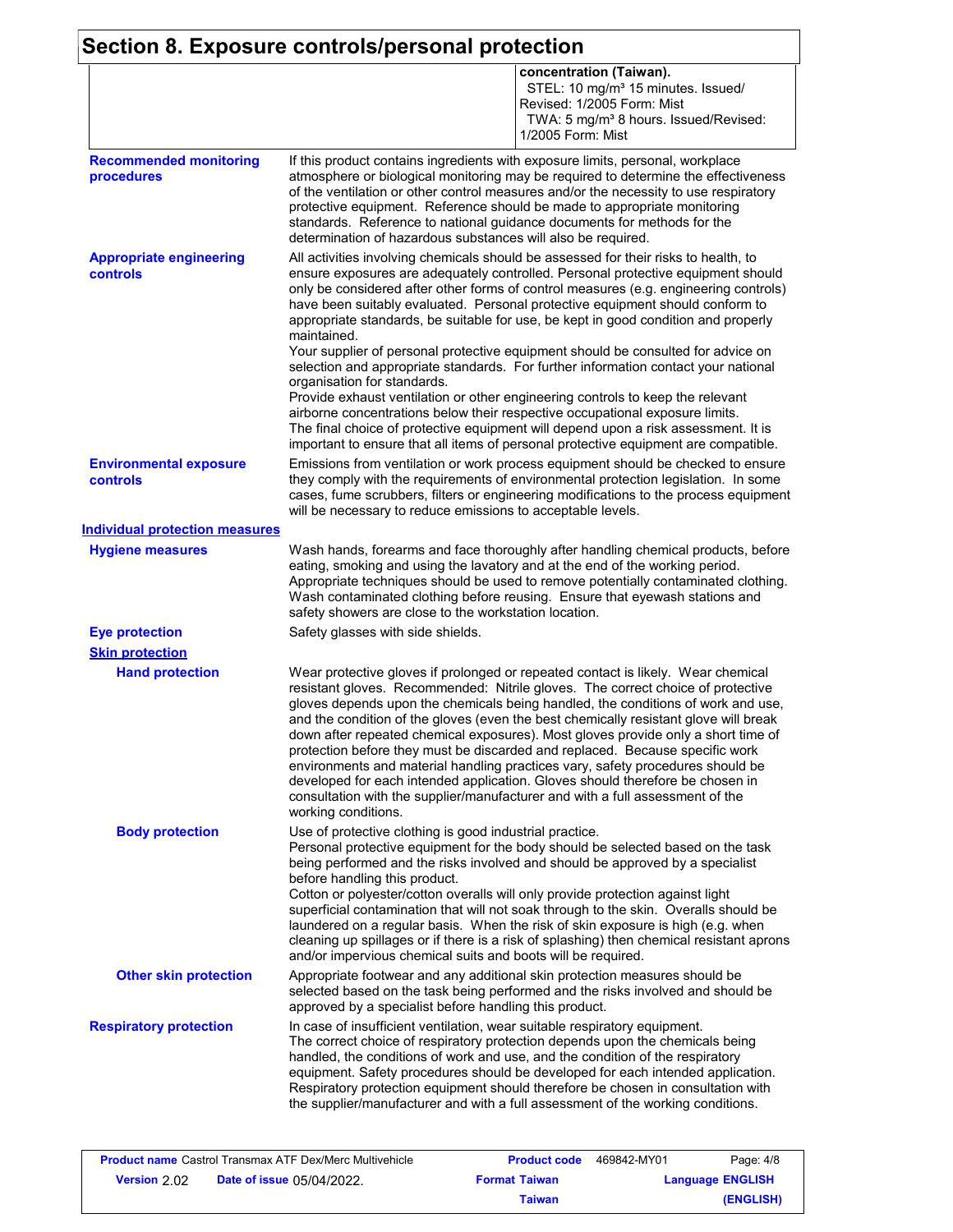## Section 8. Exposure controls/personal protection

| | | |
|---|---|---|
| | | **concentration (Taiwan).** STEL: 10 mg/m³ 15 minutes. Issued/Revised: 1/2005 Form: Mist TWA: 5 mg/m³ 8 hours. Issued/Revised: 1/2005 Form: Mist |

**Recommended monitoring procedures**

If this product contains ingredients with exposure limits, personal, workplace atmosphere or biological monitoring may be required to determine the effectiveness of the ventilation or other control measures and/or the necessity to use respiratory protective equipment. Reference should be made to appropriate monitoring standards. Reference to national guidance documents for methods for the determination of hazardous substances will also be required.

**Appropriate engineering controls**

All activities involving chemicals should be assessed for their risks to health, to ensure exposures are adequately controlled. Personal protective equipment should only be considered after other forms of control measures (e.g. engineering controls) have been suitably evaluated. Personal protective equipment should conform to appropriate standards, be suitable for use, be kept in good condition and properly maintained.
Your supplier of personal protective equipment should be consulted for advice on selection and appropriate standards. For further information contact your national organisation for standards.
Provide exhaust ventilation or other engineering controls to keep the relevant airborne concentrations below their respective occupational exposure limits.
The final choice of protective equipment will depend upon a risk assessment. It is important to ensure that all items of personal protective equipment are compatible.

**Environmental exposure controls**

Emissions from ventilation or work process equipment should be checked to ensure they comply with the requirements of environmental protection legislation. In some cases, fume scrubbers, filters or engineering modifications to the process equipment will be necessary to reduce emissions to acceptable levels.

### Individual protection measures

**Hygiene measures**

Wash hands, forearms and face thoroughly after handling chemical products, before eating, smoking and using the lavatory and at the end of the working period. Appropriate techniques should be used to remove potentially contaminated clothing. Wash contaminated clothing before reusing. Ensure that eyewash stations and safety showers are close to the workstation location.

**Eye protection**

Safety glasses with side shields.

**Skin protection**

**Hand protection**

Wear protective gloves if prolonged or repeated contact is likely. Wear chemical resistant gloves. Recommended: Nitrile gloves. The correct choice of protective gloves depends upon the chemicals being handled, the conditions of work and use, and the condition of the gloves (even the best chemically resistant glove will break down after repeated chemical exposures). Most gloves provide only a short time of protection before they must be discarded and replaced. Because specific work environments and material handling practices vary, safety procedures should be developed for each intended application. Gloves should therefore be chosen in consultation with the supplier/manufacturer and with a full assessment of the working conditions.

**Body protection**

Use of protective clothing is good industrial practice.
Personal protective equipment for the body should be selected based on the task being performed and the risks involved and should be approved by a specialist before handling this product.
Cotton or polyester/cotton overalls will only provide protection against light superficial contamination that will not soak through to the skin. Overalls should be laundered on a regular basis. When the risk of skin exposure is high (e.g. when cleaning up spillages or if there is a risk of splashing) then chemical resistant aprons and/or impervious chemical suits and boots will be required.

**Other skin protection**

Appropriate footwear and any additional skin protection measures should be selected based on the task being performed and the risks involved and should be approved by a specialist before handling this product.

**Respiratory protection**

In case of insufficient ventilation, wear suitable respiratory equipment.
The correct choice of respiratory protection depends upon the chemicals being handled, the conditions of work and use, and the condition of the respiratory equipment. Safety procedures should be developed for each intended application. Respiratory protection equipment should therefore be chosen in consultation with the supplier/manufacturer and with a full assessment of the working conditions.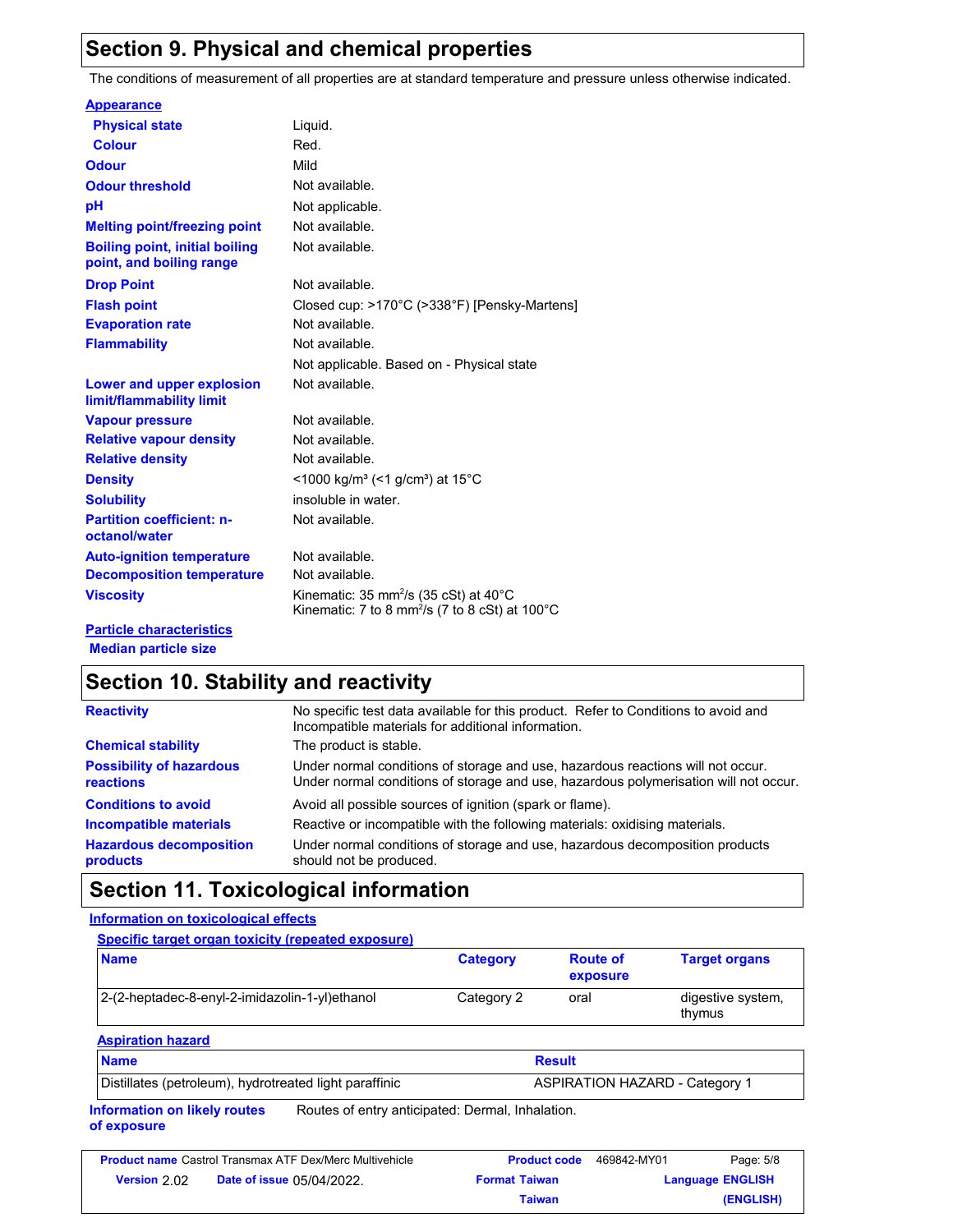## Section 9. Physical and chemical properties

The conditions of measurement of all properties are at standard temperature and pressure unless otherwise indicated.

**Appearance**

| | |
|---|---|
| **Physical state** | Liquid. |
| **Colour** | Red. |
| **Odour** | Mild |
| **Odour threshold** | Not available. |
| **pH** | Not applicable. |
| **Melting point/freezing point** | Not available. |
| **Boiling point, initial boiling point, and boiling range** | Not available. |
| **Drop Point** | Not available. |
| **Flash point** | Closed cup: >170°C (>338°F) [Pensky-Martens] |
| **Evaporation rate** | Not available. |
| **Flammability** | Not available. |
| | Not applicable. Based on - Physical state |
| **Lower and upper explosion limit/flammability limit** | Not available. |
| **Vapour pressure** | Not available. |
| **Relative vapour density** | Not available. |
| **Relative density** | Not available. |
| **Density** | <1000 kg/m³ (<1 g/cm³) at 15°C |
| **Solubility** | insoluble in water. |
| **Partition coefficient: n-octanol/water** | Not available. |
| **Auto-ignition temperature** | Not available. |
| **Decomposition temperature** | Not available. |
| **Viscosity** | Kinematic: 35 $mm^2/s$ (35 cSt) at 40°C<br>Kinematic: 7 to 8 $mm^2/s$ (7 to 8 cSt) at 100°C |

**Particle characteristics**

**Median particle size**

## Section 10. Stability and reactivity

| | |
|---|---|
| **Reactivity** | No specific test data available for this product. Refer to Conditions to avoid and Incompatible materials for additional information. |
| **Chemical stability** | The product is stable. |
| **Possibility of hazardous reactions** | Under normal conditions of storage and use, hazardous reactions will not occur.<br>Under normal conditions of storage and use, hazardous polymerisation will not occur. |
| **Conditions to avoid** | Avoid all possible sources of ignition (spark or flame). |
| **Incompatible materials** | Reactive or incompatible with the following materials: oxidising materials. |
| **Hazardous decomposition products** | Under normal conditions of storage and use, hazardous decomposition products should not be produced. |

## Section 11. Toxicological information

**Information on toxicological effects**

**Specific target organ toxicity (repeated exposure)**

| Name | Category | Route of exposure | Target organs |
|---|---|---|---|
| 2-(2-heptadec-8-enyl-2-imidazolin-1-yl)ethanol | Category 2 | oral | digestive system, thymus |

**Aspiration hazard**

| Name | Result |
|---|---|
| Distillates (petroleum), hydrotreated light paraffinic | ASPIRATION HAZARD - Category 1 |

**Information on likely routes of exposure**: Routes of entry anticipated: Dermal, Inhalation.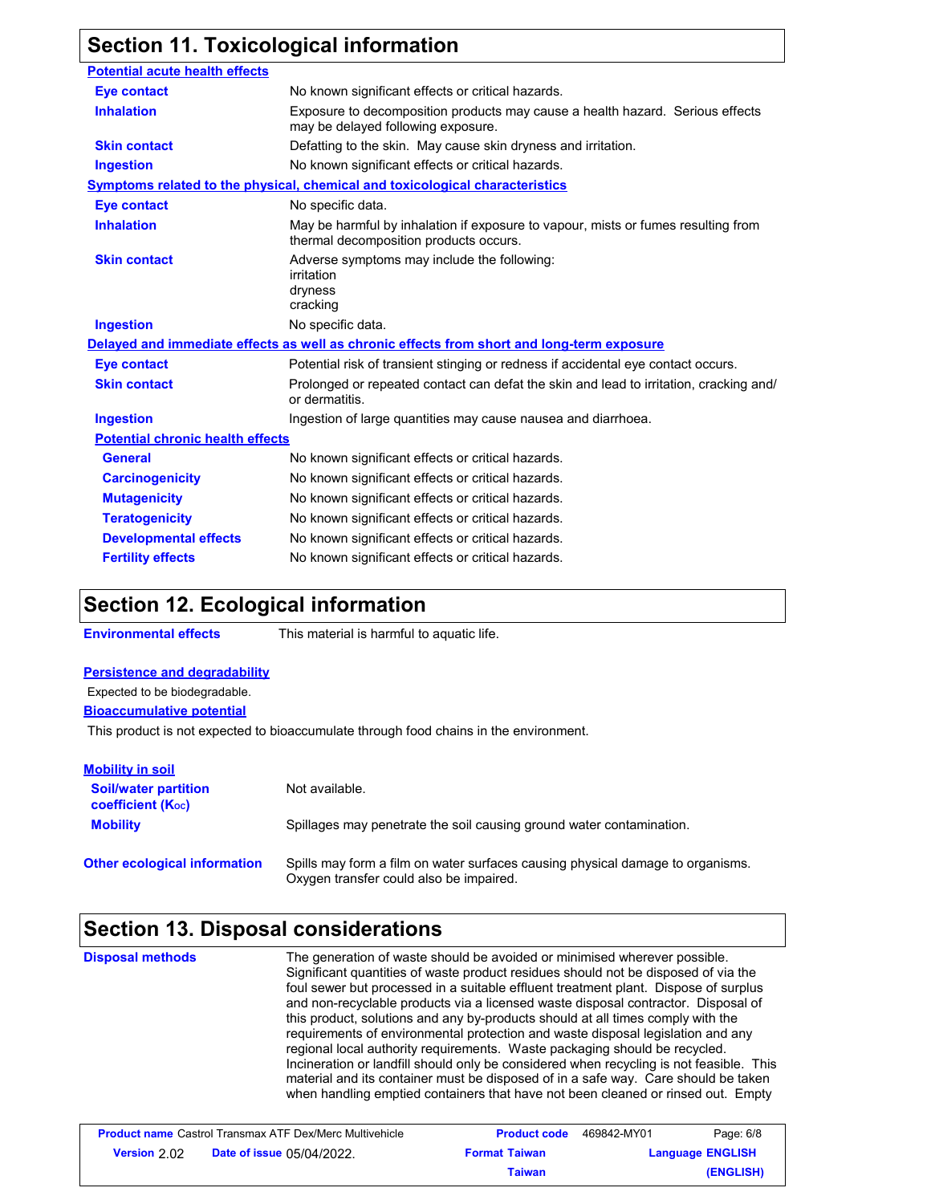## Section 11. Toxicological information

**Potential acute health effects**

| | |
|---|---|
| **Eye contact** | No known significant effects or critical hazards. |
| **Inhalation** | Exposure to decomposition products may cause a health hazard. Serious effects may be delayed following exposure. |
| **Skin contact** | Defatting to the skin. May cause skin dryness and irritation. |
| **Ingestion** | No known significant effects or critical hazards. |

**Symptoms related to the physical, chemical and toxicological characteristics**

| | |
|---|---|
| **Eye contact** | No specific data. |
| **Inhalation** | May be harmful by inhalation if exposure to vapour, mists or fumes resulting from thermal decomposition products occurs. |
| **Skin contact** | Adverse symptoms may include the following:<br>irritation<br>dryness<br>cracking |
| **Ingestion** | No specific data. |

**Delayed and immediate effects as well as chronic effects from short and long-term exposure**

| | |
|---|---|
| **Eye contact** | Potential risk of transient stinging or redness if accidental eye contact occurs. |
| **Skin contact** | Prolonged or repeated contact can defat the skin and lead to irritation, cracking and/or dermatitis. |
| **Ingestion** | Ingestion of large quantities may cause nausea and diarrhoea. |

**Potential chronic health effects**

| | |
|---|---|
| **General** | No known significant effects or critical hazards. |
| **Carcinogenicity** | No known significant effects or critical hazards. |
| **Mutagenicity** | No known significant effects or critical hazards. |
| **Teratogenicity** | No known significant effects or critical hazards. |
| **Developmental effects** | No known significant effects or critical hazards. |
| **Fertility effects** | No known significant effects or critical hazards. |

## Section 12. Ecological information

**Environmental effects**: This material is harmful to aquatic life.

**Persistence and degradability**

Expected to be biodegradable.

**Bioaccumulative potential**

This product is not expected to bioaccumulate through food chains in the environment.

**Mobility in soil**

| | |
|---|---|
| **Soil/water partition coefficient ($K_{OC}$)** | Not available. |
| **Mobility** | Spillages may penetrate the soil causing ground water contamination. |

**Other ecological information**: Spills may form a film on water surfaces causing physical damage to organisms. Oxygen transfer could also be impaired.

## Section 13. Disposal considerations

**Disposal methods**: The generation of waste should be avoided or minimised wherever possible. Significant quantities of waste product residues should not be disposed of via the foul sewer but processed in a suitable effluent treatment plant. Dispose of surplus and non-recyclable products via a licensed waste disposal contractor. Disposal of this product, solutions and any by-products should at all times comply with the requirements of environmental protection and waste disposal legislation and any regional local authority requirements. Waste packaging should be recycled. Incineration or landfill should only be considered when recycling is not feasible. This material and its container must be disposed of in a safe way. Care should be taken when handling emptied containers that have not been cleaned or rinsed out. Empty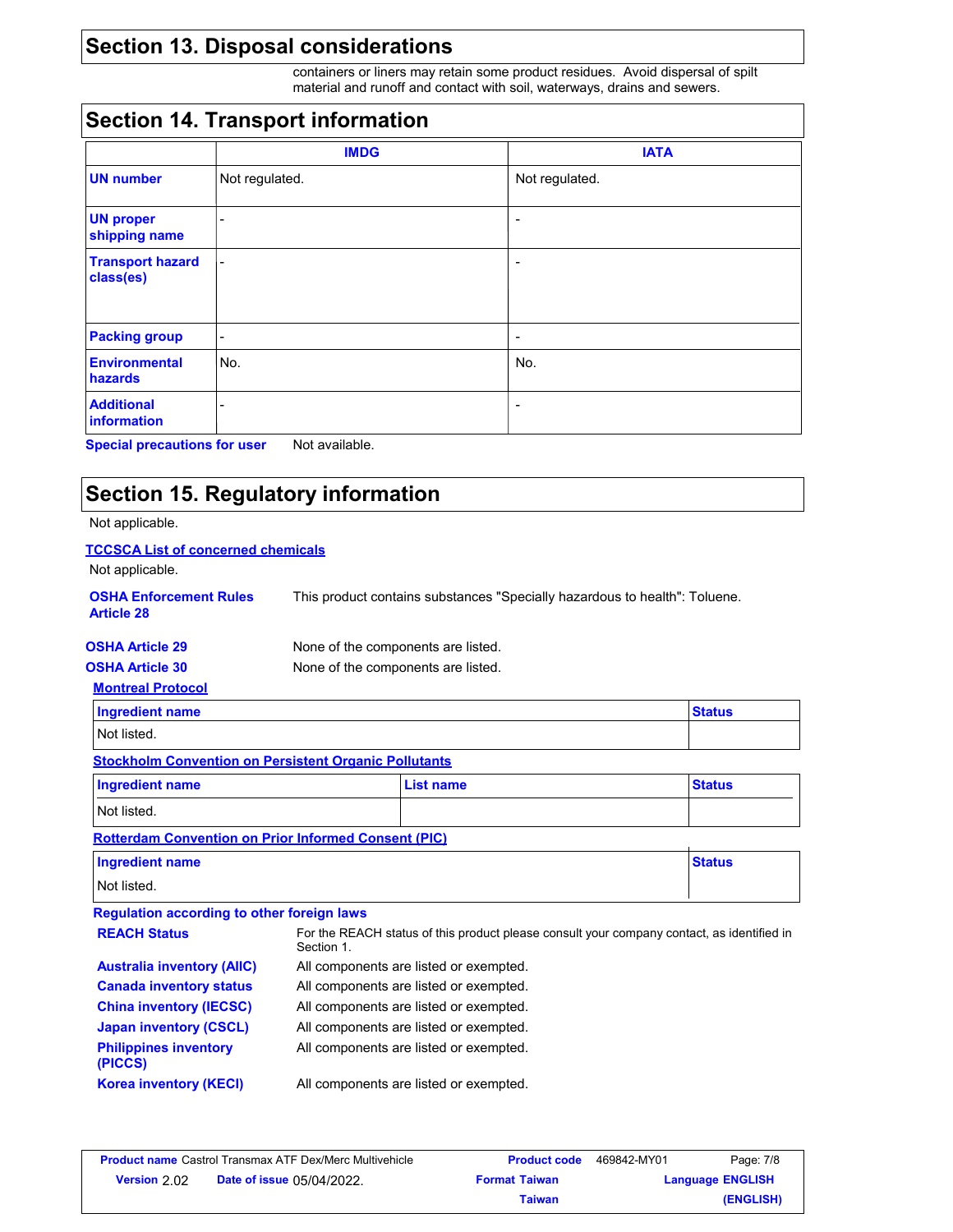## Section 13. Disposal considerations

containers or liners may retain some product residues. Avoid dispersal of spilt material and runoff and contact with soil, waterways, drains and sewers.

## Section 14. Transport information

| | IMDG | IATA |
|---|---|---|
| **UN number** | Not regulated. | Not regulated. |
| **UN proper shipping name** | - | - |
| **Transport hazard class(es)** | - | - |
| **Packing group** | - | - |
| **Environmental hazards** | No. | No. |
| **Additional information** | - | - |

**Special precautions for user** Not available.

## Section 15. Regulatory information

Not applicable.

**TCCSCA List of concerned chemicals**

Not applicable.

**OSHA Enforcement Rules Article 28** This product contains substances "Specially hazardous to health": Toluene.

**OSHA Article 29** None of the components are listed.

**OSHA Article 30** None of the components are listed.

**Montreal Protocol**

| Ingredient name | Status |
|---|---|
| Not listed. | |

**Stockholm Convention on Persistent Organic Pollutants**

| Ingredient name | List name | Status |
|---|---|---|
| Not listed. | | |

**Rotterdam Convention on Prior Informed Consent (PIC)**

| Ingredient name | Status |
|---|---|
| Not listed. | |

**Regulation according to other foreign laws**

**REACH Status** For the REACH status of this product please consult your company contact, as identified in Section 1.

**Australia inventory (AIIC)** All components are listed or exempted.

**Canada inventory status** All components are listed or exempted.

**China inventory (IECSC)** All components are listed or exempted.

**Japan inventory (CSCL)** All components are listed or exempted.

**Philippines inventory (PICCS)** All components are listed or exempted.

**Korea inventory (KECI)** All components are listed or exempted.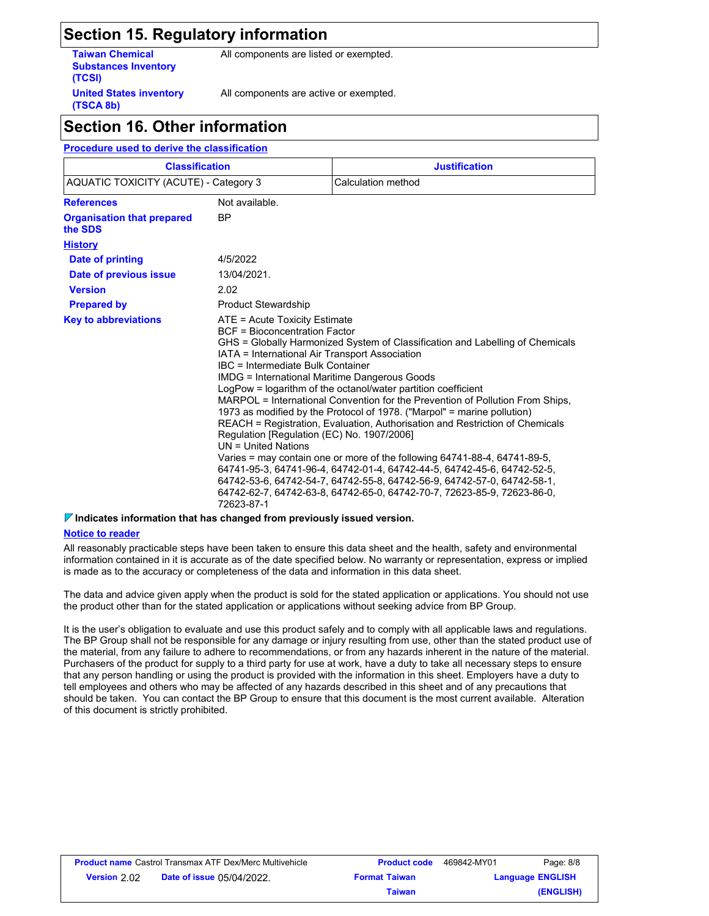## Section 15. Regulatory information

**Taiwan Chemical Substances Inventory (TCSI)** All components are listed or exempted.

**United States inventory (TSCA 8b)** All components are active or exempted.

## Section 16. Other information

**Procedure used to derive the classification**

| Classification | Justification |
|---|---|
| AQUATIC TOXICITY (ACUTE) - Category 3 | Calculation method |

**References** Not available.

**Organisation that prepared the SDS** BP

**History**

**Date of printing** 4/5/2022

**Date of previous issue** 13/04/2021.

**Version** 2.02

**Prepared by** Product Stewardship

**Key to abbreviations**

ATE = Acute Toxicity Estimate
BCF = Bioconcentration Factor
GHS = Globally Harmonized System of Classification and Labelling of Chemicals
IATA = International Air Transport Association
IBC = Intermediate Bulk Container
IMDG = International Maritime Dangerous Goods
LogPow = logarithm of the octanol/water partition coefficient
MARPOL = International Convention for the Prevention of Pollution From Ships, 1973 as modified by the Protocol of 1978. ("Marpol" = marine pollution)
REACH = Registration, Evaluation, Authorisation and Restriction of Chemicals Regulation [Regulation (EC) No. 1907/2006]
UN = United Nations
Varies = may contain one or more of the following 64741-88-4, 64741-89-5, 64741-95-3, 64741-96-4, 64742-01-4, 64742-44-5, 64742-45-6, 64742-52-5, 64742-53-6, 64742-54-7, 64742-55-8, 64742-56-9, 64742-57-0, 64742-58-1, 64742-62-7, 64742-63-8, 64742-65-0, 64742-70-7, 72623-85-9, 72623-86-0, 72623-87-1

**Indicates information that has changed from previously issued version.**

**Notice to reader**

All reasonably practicable steps have been taken to ensure this data sheet and the health, safety and environmental information contained in it is accurate as of the date specified below. No warranty or representation, express or implied is made as to the accuracy or completeness of the data and information in this data sheet.

The data and advice given apply when the product is sold for the stated application or applications. You should not use the product other than for the stated application or applications without seeking advice from BP Group.

It is the user's obligation to evaluate and use this product safely and to comply with all applicable laws and regulations. The BP Group shall not be responsible for any damage or injury resulting from use, other than the stated product use of the material, from any failure to adhere to recommendations, or from any hazards inherent in the nature of the material. Purchasers of the product for supply to a third party for use at work, have a duty to take all necessary steps to ensure that any person handling or using the product is provided with the information in this sheet. Employers have a duty to tell employees and others who may be affected of any hazards described in this sheet and of any precautions that should be taken. You can contact the BP Group to ensure that this document is the most current available. Alteration of this document is strictly prohibited.